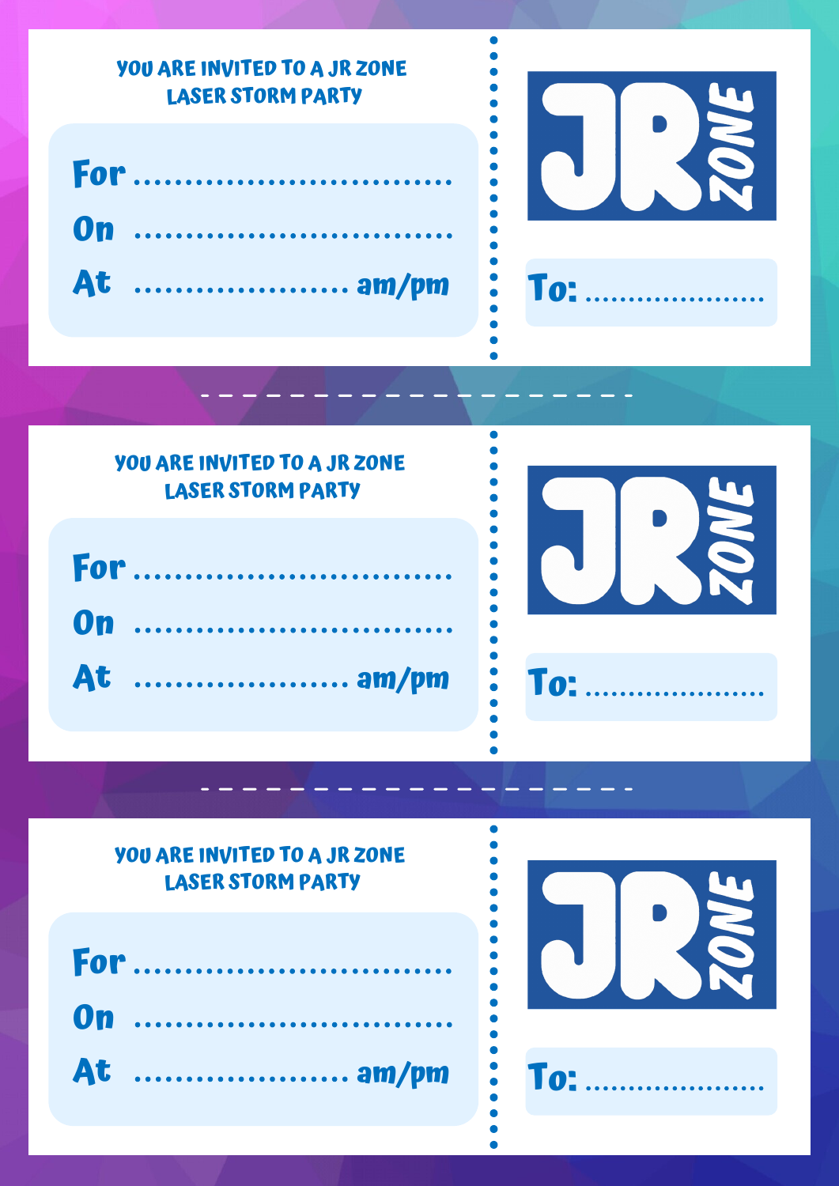YOU ARE INVITED TO A JR ZONE LASER STORM PARTY

**For** ..............................

**On** ..............................

**At** .................... am/pm

JR ZONE

**To:** ....................

---

YOU ARE INVITED TO A JR ZONE LASER STORM PARTY

**For** ..............................

**On** ..............................

**At** .................... am/pm

JR ZONE

**To:** ....................

---

YOU ARE INVITED TO A JR ZONE LASER STORM PARTY

**For** ..............................

**On** ..............................

**At** .................... am/pm

JR ZONE

**To:** ....................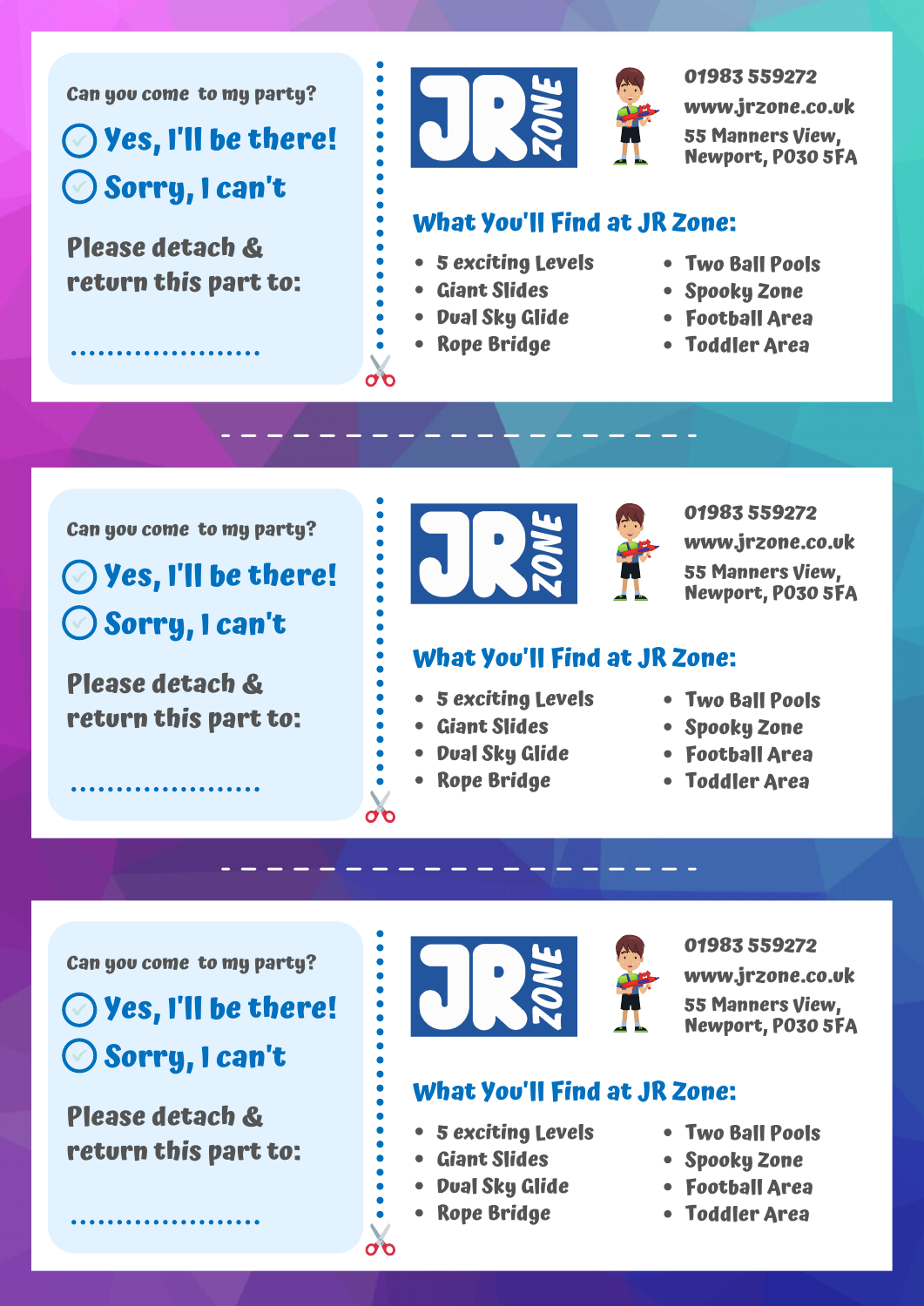Can you come to my party?

- Yes, I'll be there!
- Sorry, I can't

**Please detach & return this part to:**

......................

JR ZONE

01983 559272
www.jrzone.co.uk
55 Manners View,
Newport, PO30 5FA

## What You'll Find at JR Zone:

- 5 exciting Levels
- Giant Slides
- Dual Sky Glide
- Rope Bridge
- Two Ball Pools
- Spooky Zone
- Football Area
- Toddler Area

---

Can you come to my party?

- Yes, I'll be there!
- Sorry, I can't

**Please detach & return this part to:**

......................

JR ZONE

01983 559272
www.jrzone.co.uk
55 Manners View,
Newport, PO30 5FA

## What You'll Find at JR Zone:

- 5 exciting Levels
- Giant Slides
- Dual Sky Glide
- Rope Bridge
- Two Ball Pools
- Spooky Zone
- Football Area
- Toddler Area

---

Can you come to my party?

- Yes, I'll be there!
- Sorry, I can't

**Please detach & return this part to:**

......................

JR ZONE

01983 559272
www.jrzone.co.uk
55 Manners View,
Newport, PO30 5FA

## What You'll Find at JR Zone:

- 5 exciting Levels
- Giant Slides
- Dual Sky Glide
- Rope Bridge
- Two Ball Pools
- Spooky Zone
- Football Area
- Toddler Area